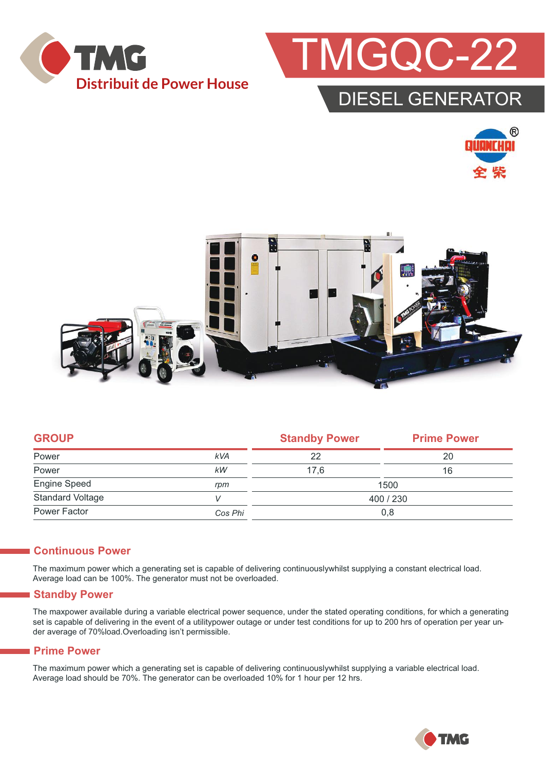TMG

Distribuit de Power House

# TMGQC-22

## DIESEL GENERATOR

| GROUP | | Standby Power | Prime Power |
|---|---|---|---|
| Power | kVA | 22 | 20 |
| Power | kW | 17,6 | 16 |
| Engine Speed | rpm | 1500 | |
| Standard Voltage | V | 400 / 230 | |
| Power Factor | Cos Phi | 0,8 | |

### Continuous Power

The maximum power which a generating set is capable of delivering continuouslywhilst supplying a constant electrical load. Average load can be 100%. The generator must not be overloaded.

### Standby Power

The maxpower available during a variable electrical power sequence, under the stated operating conditions, for which a generating set is capable of delivering in the event of a utilitypower outage or under test conditions for up to 200 hrs of operation per year under average of 70%load.Overloading isn't permissible.

### Prime Power

The maximum power which a generating set is capable of delivering continuouslywhilst supplying a variable electrical load. Average load should be 70%. The generator can be overloaded 10% for 1 hour per 12 hrs.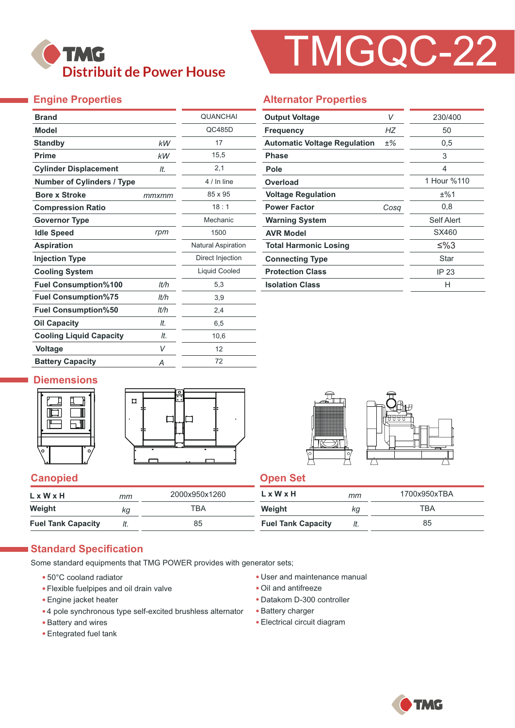TMG
Distribuit de Power House

# TMGQC-22

## Engine Properties

| Property | Unit | Value |
|---|---|---|
| Brand | | QUANCHAI |
| Model | | QC485D |
| Standby | kW | 17 |
| Prime | kW | 15,5 |
| Cylinder Displacement | lt. | 2,1 |
| Number of Cylinders / Type | | 4 / In line |
| Bore x Stroke | mmxmm | 85 x 95 |
| Compression Ratio | | 18 : 1 |
| Governor Type | | Mechanic |
| Idle Speed | rpm | 1500 |
| Aspiration | | Natural Aspiration |
| Injection Type | | Direct Injection |
| Cooling System | | Liquid Cooled |
| Fuel Consumption%100 | lt/h | 5,3 |
| Fuel Consumption%75 | lt/h | 3,9 |
| Fuel Consumption%50 | lt/h | 2,4 |
| Oil Capacity | lt. | 6,5 |
| Cooling Liquid Capacity | lt. | 10,6 |
| Voltage | V | 12 |
| Battery Capacity | A | 72 |

## Alternator Properties

| Property | Unit | Value |
|---|---|---|
| Output Voltage | V | 230/400 |
| Frequency | HZ | 50 |
| Automatic Voltage Regulation | ±% | 0,5 |
| Phase | | 3 |
| Pole | | 4 |
| Overload | | 1 Hour %110 |
| Voltage Regulation | | ±%1 |
| Power Factor | Cosq | 0,8 |
| Warning System | | Self Alert |
| AVR Model | | SX460 |
| Total Harmonic Losing | | ≤%3 |
| Connecting Type | | Star |
| Protection Class | | IP 23 |
| Isolation Class | | H |

## Diemensions

### Canopied

| | Unit | Value |
|---|---|---|
| L x W x H | mm | 2000x950x1260 |
| Weight | kg | TBA |
| Fuel Tank Capacity | lt. | 85 |

### Open Set

| | Unit | Value |
|---|---|---|
| L x W x H | mm | 1700x950xTBA |
| Weight | kg | TBA |
| Fuel Tank Capacity | lt. | 85 |

## Standard Specification

Some standard equipments that TMG POWER provides with generator sets;

- 50°C cooland radiator
- Flexible fuelpipes and oil drain valve
- Engine jacket heater
- 4 pole synchronous type self-excited brushless alternator
- Battery and wires
- Entegrated fuel tank
- User and maintenance manual
- Oil and antifreeze
- Datakom D-300 controller
- Battery charger
- Electrical circuit diagram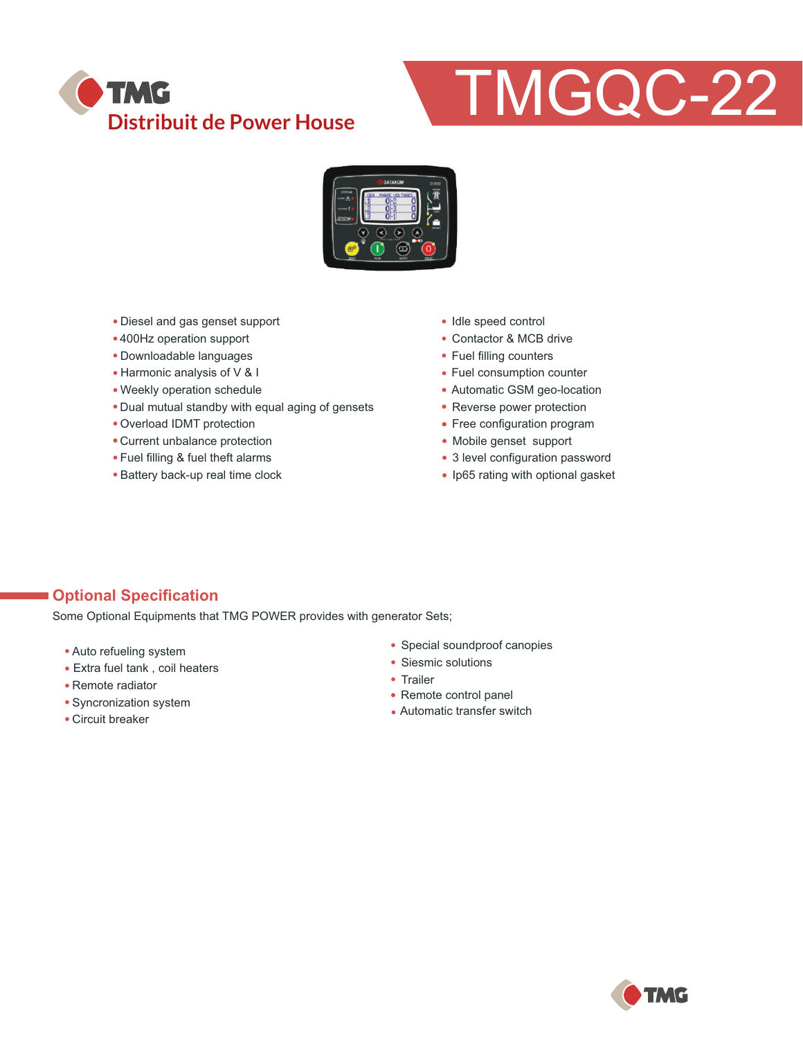TMG

Distribuit de Power House

# TMGQC-22

- Diesel and gas genset support
- 400Hz operation support
- Downloadable languages
- Harmonic analysis of V & I
- Weekly operation schedule
- Dual mutual standby with equal aging of gensets
- Overload IDMT protection
- Current unbalance protection
- Fuel filling & fuel theft alarms
- Battery back-up real time clock
- Idle speed control
- Contactor & MCB drive
- Fuel filling counters
- Fuel consumption counter
- Automatic GSM geo-location
- Reverse power protection
- Free configuration program
- Mobile genset support
- 3 level configuration password
- Ip65 rating with optional gasket

## Optional Specification

Some Optional Equipments that TMG POWER provides with generator Sets;

- Auto refueling system
- Extra fuel tank , coil heaters
- Remote radiator
- Syncronization system
- Circuit breaker
- Special soundproof canopies
- Siesmic solutions
- Trailer
- Remote control panel
- Automatic transfer switch